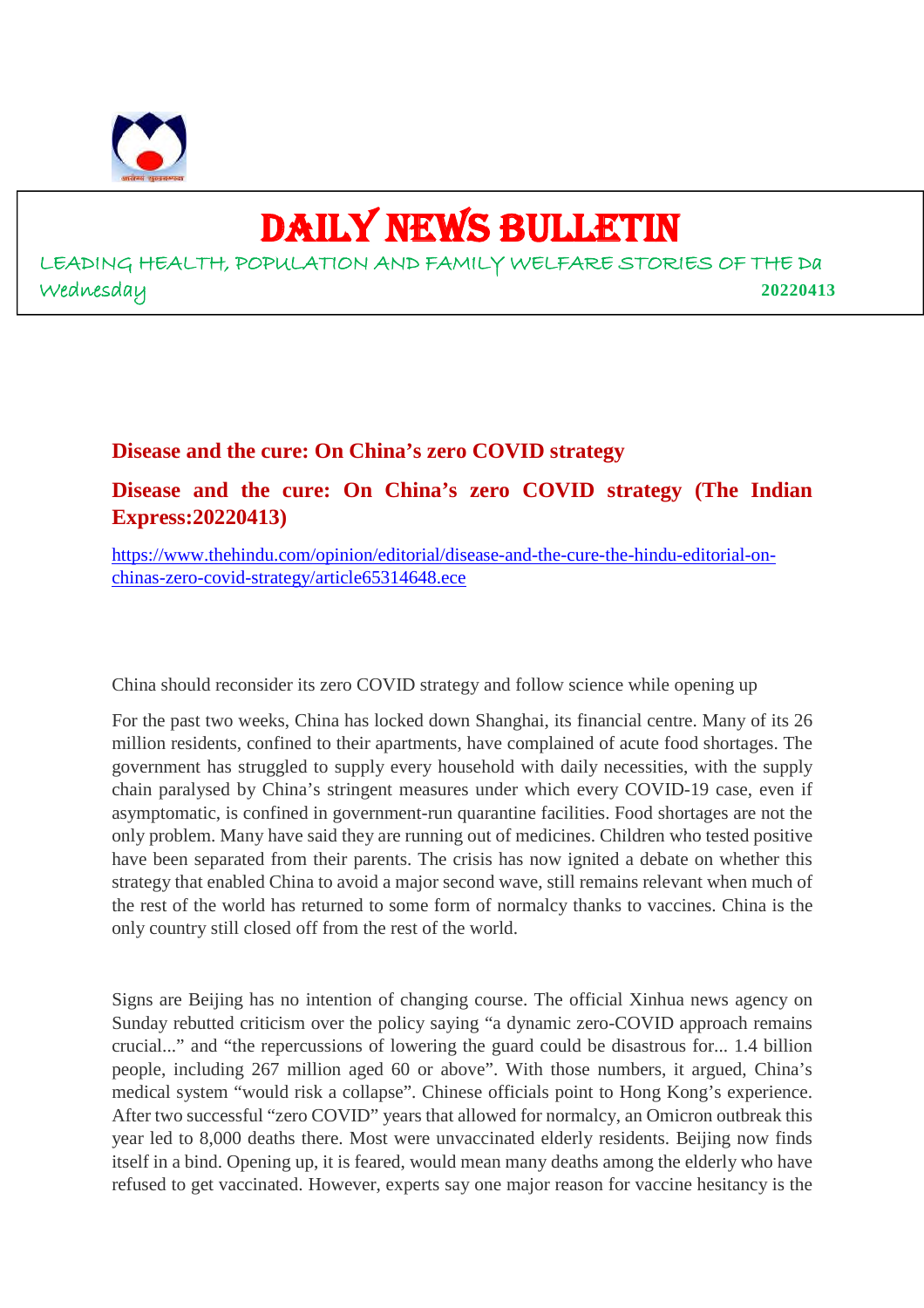# DAILY NEWS BULLETIN

LEADING HEALTH, POPULATION AND FAMILY WELFARE STORIES OF THE Da

Wednesday **20220413**

## Disease and the cure: On China's zero COVID strategy

## Disease and the cure: On China's zero COVID strategy (The Indian Express:20220413)

https://www.thehindu.com/opinion/editorial/disease-and-the-cure-the-hindu-editorial-on-chinas-zero-covid-strategy/article65314648.ece

China should reconsider its zero COVID strategy and follow science while opening up

For the past two weeks, China has locked down Shanghai, its financial centre. Many of its 26 million residents, confined to their apartments, have complained of acute food shortages. The government has struggled to supply every household with daily necessities, with the supply chain paralysed by China's stringent measures under which every COVID-19 case, even if asymptomatic, is confined in government-run quarantine facilities. Food shortages are not the only problem. Many have said they are running out of medicines. Children who tested positive have been separated from their parents. The crisis has now ignited a debate on whether this strategy that enabled China to avoid a major second wave, still remains relevant when much of the rest of the world has returned to some form of normalcy thanks to vaccines. China is the only country still closed off from the rest of the world.

Signs are Beijing has no intention of changing course. The official Xinhua news agency on Sunday rebutted criticism over the policy saying "a dynamic zero-COVID approach remains crucial..." and "the repercussions of lowering the guard could be disastrous for... 1.4 billion people, including 267 million aged 60 or above". With those numbers, it argued, China's medical system "would risk a collapse". Chinese officials point to Hong Kong's experience. After two successful "zero COVID" years that allowed for normalcy, an Omicron outbreak this year led to 8,000 deaths there. Most were unvaccinated elderly residents. Beijing now finds itself in a bind. Opening up, it is feared, would mean many deaths among the elderly who have refused to get vaccinated. However, experts say one major reason for vaccine hesitancy is the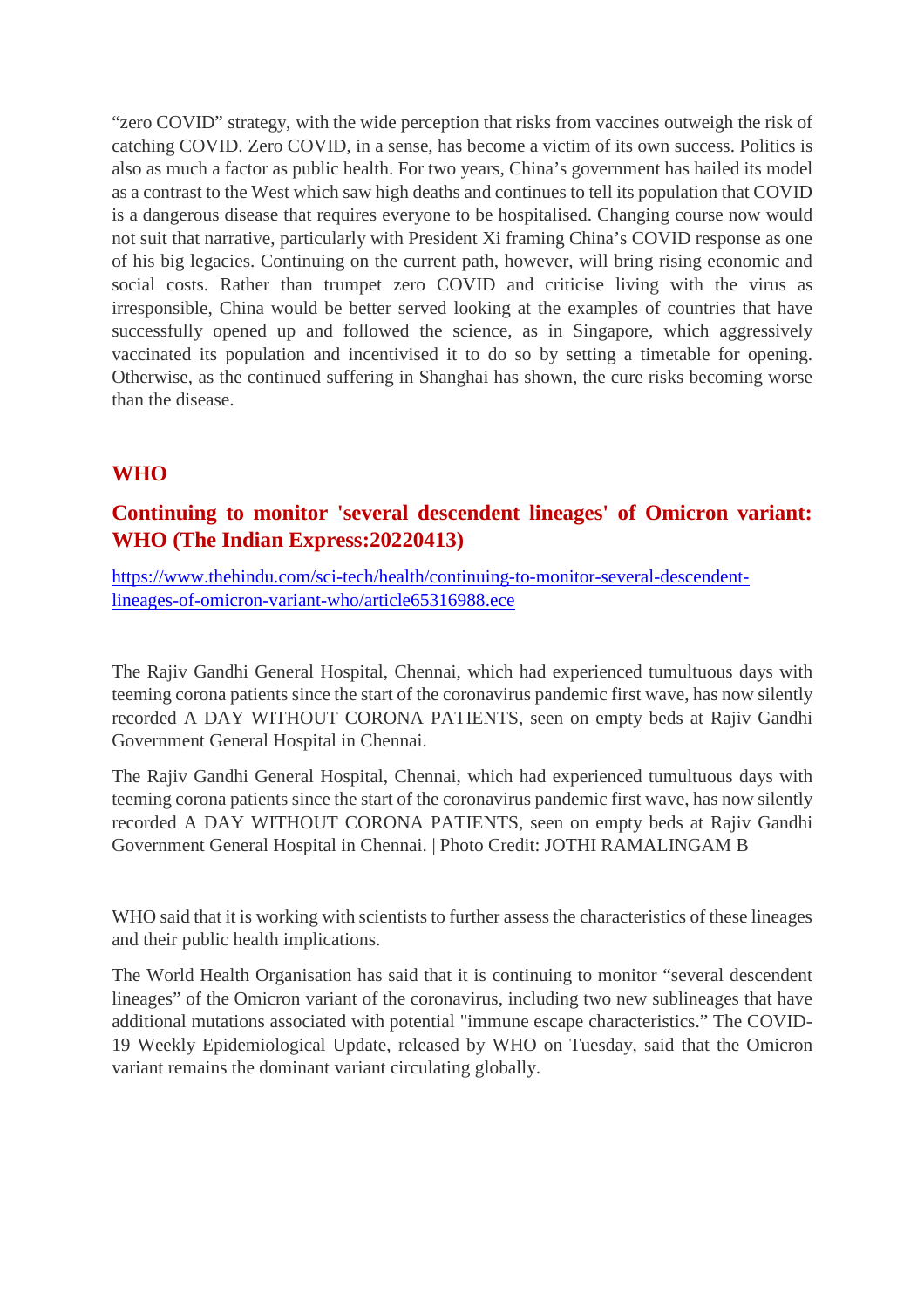“zero COVID” strategy, with the wide perception that risks from vaccines outweigh the risk of catching COVID. Zero COVID, in a sense, has become a victim of its own success. Politics is also as much a factor as public health. For two years, China’s government has hailed its model as a contrast to the West which saw high deaths and continues to tell its population that COVID is a dangerous disease that requires everyone to be hospitalised. Changing course now would not suit that narrative, particularly with President Xi framing China’s COVID response as one of his big legacies. Continuing on the current path, however, will bring rising economic and social costs. Rather than trumpet zero COVID and criticise living with the virus as irresponsible, China would be better served looking at the examples of countries that have successfully opened up and followed the science, as in Singapore, which aggressively vaccinated its population and incentivised it to do so by setting a timetable for opening. Otherwise, as the continued suffering in Shanghai has shown, the cure risks becoming worse than the disease.

## WHO

## Continuing to monitor 'several descendent lineages' of Omicron variant: WHO (The Indian Express:20220413)

https://www.thehindu.com/sci-tech/health/continuing-to-monitor-several-descendent-lineages-of-omicron-variant-who/article65316988.ece

The Rajiv Gandhi General Hospital, Chennai, which had experienced tumultuous days with teeming corona patients since the start of the coronavirus pandemic first wave, has now silently recorded A DAY WITHOUT CORONA PATIENTS, seen on empty beds at Rajiv Gandhi Government General Hospital in Chennai.

The Rajiv Gandhi General Hospital, Chennai, which had experienced tumultuous days with teeming corona patients since the start of the coronavirus pandemic first wave, has now silently recorded A DAY WITHOUT CORONA PATIENTS, seen on empty beds at Rajiv Gandhi Government General Hospital in Chennai. | Photo Credit: JOTHI RAMALINGAM B

WHO said that it is working with scientists to further assess the characteristics of these lineages and their public health implications.

The World Health Organisation has said that it is continuing to monitor “several descendent lineages” of the Omicron variant of the coronavirus, including two new sublineages that have additional mutations associated with potential "immune escape characteristics.” The COVID-19 Weekly Epidemiological Update, released by WHO on Tuesday, said that the Omicron variant remains the dominant variant circulating globally.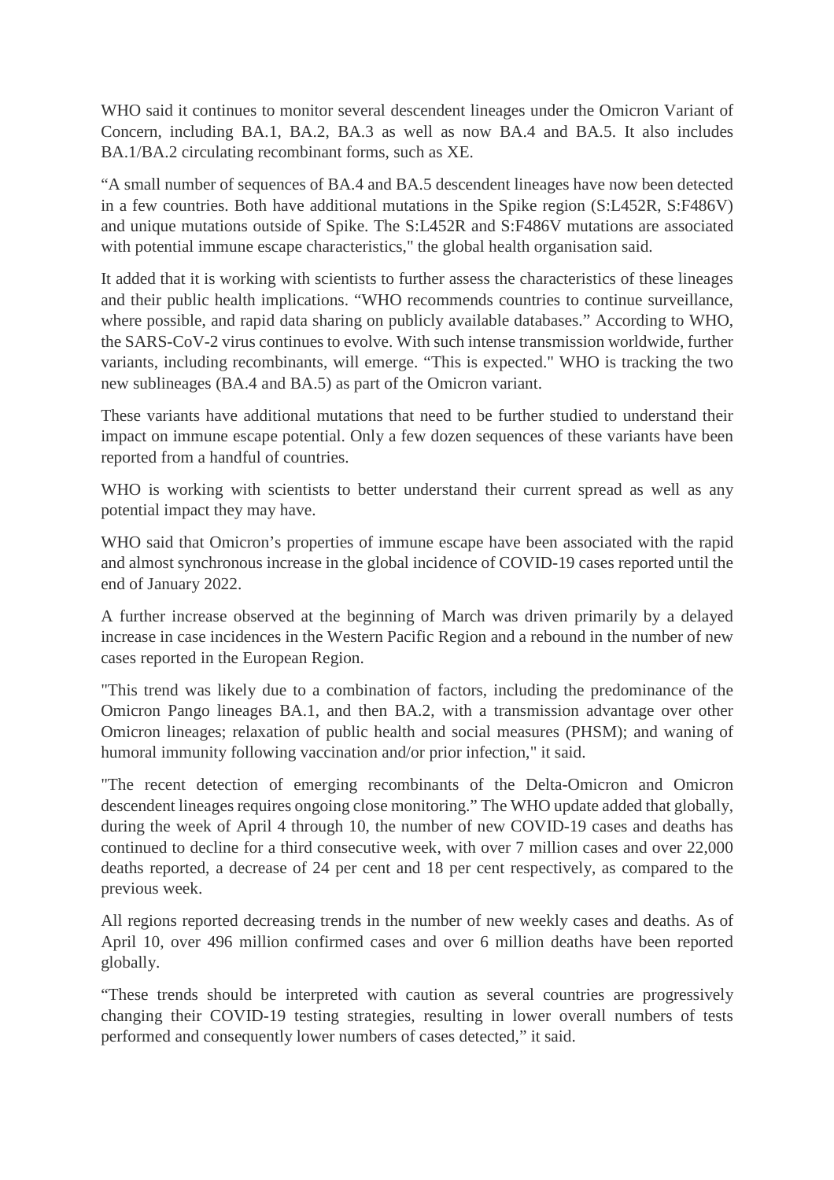WHO said it continues to monitor several descendent lineages under the Omicron Variant of Concern, including BA.1, BA.2, BA.3 as well as now BA.4 and BA.5. It also includes BA.1/BA.2 circulating recombinant forms, such as XE.

“A small number of sequences of BA.4 and BA.5 descendent lineages have now been detected in a few countries. Both have additional mutations in the Spike region (S:L452R, S:F486V) and unique mutations outside of Spike. The S:L452R and S:F486V mutations are associated with potential immune escape characteristics," the global health organisation said.

It added that it is working with scientists to further assess the characteristics of these lineages and their public health implications. “WHO recommends countries to continue surveillance, where possible, and rapid data sharing on publicly available databases.” According to WHO, the SARS-CoV-2 virus continues to evolve. With such intense transmission worldwide, further variants, including recombinants, will emerge. “This is expected." WHO is tracking the two new sublineages (BA.4 and BA.5) as part of the Omicron variant.

These variants have additional mutations that need to be further studied to understand their impact on immune escape potential. Only a few dozen sequences of these variants have been reported from a handful of countries.

WHO is working with scientists to better understand their current spread as well as any potential impact they may have.

WHO said that Omicron’s properties of immune escape have been associated with the rapid and almost synchronous increase in the global incidence of COVID-19 cases reported until the end of January 2022.

A further increase observed at the beginning of March was driven primarily by a delayed increase in case incidences in the Western Pacific Region and a rebound in the number of new cases reported in the European Region.

"This trend was likely due to a combination of factors, including the predominance of the Omicron Pango lineages BA.1, and then BA.2, with a transmission advantage over other Omicron lineages; relaxation of public health and social measures (PHSM); and waning of humoral immunity following vaccination and/or prior infection," it said.

"The recent detection of emerging recombinants of the Delta-Omicron and Omicron descendent lineages requires ongoing close monitoring.” The WHO update added that globally, during the week of April 4 through 10, the number of new COVID-19 cases and deaths has continued to decline for a third consecutive week, with over 7 million cases and over 22,000 deaths reported, a decrease of 24 per cent and 18 per cent respectively, as compared to the previous week.

All regions reported decreasing trends in the number of new weekly cases and deaths. As of April 10, over 496 million confirmed cases and over 6 million deaths have been reported globally.

“These trends should be interpreted with caution as several countries are progressively changing their COVID-19 testing strategies, resulting in lower overall numbers of tests performed and consequently lower numbers of cases detected,” it said.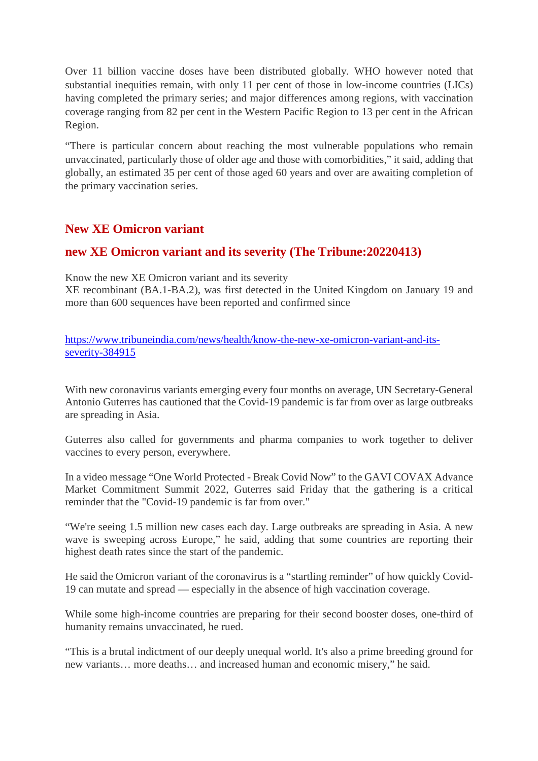Over 11 billion vaccine doses have been distributed globally. WHO however noted that substantial inequities remain, with only 11 per cent of those in low-income countries (LICs) having completed the primary series; and major differences among regions, with vaccination coverage ranging from 82 per cent in the Western Pacific Region to 13 per cent in the African Region.

“There is particular concern about reaching the most vulnerable populations who remain unvaccinated, particularly those of older age and those with comorbidities,” it said, adding that globally, an estimated 35 per cent of those aged 60 years and over are awaiting completion of the primary vaccination series.

## New XE Omicron variant

## new XE Omicron variant and its severity (The Tribune:20220413)

Know the new XE Omicron variant and its severity
XE recombinant (BA.1-BA.2), was first detected in the United Kingdom on January 19 and more than 600 sequences have been reported and confirmed since

https://www.tribuneindia.com/news/health/know-the-new-xe-omicron-variant-and-its-severity-384915

With new coronavirus variants emerging every four months on average, UN Secretary-General Antonio Guterres has cautioned that the Covid-19 pandemic is far from over as large outbreaks are spreading in Asia.

Guterres also called for governments and pharma companies to work together to deliver vaccines to every person, everywhere.

In a video message “One World Protected - Break Covid Now” to the GAVI COVAX Advance Market Commitment Summit 2022, Guterres said Friday that the gathering is a critical reminder that the "Covid-19 pandemic is far from over."

“We're seeing 1.5 million new cases each day. Large outbreaks are spreading in Asia. A new wave is sweeping across Europe,” he said, adding that some countries are reporting their highest death rates since the start of the pandemic.

He said the Omicron variant of the coronavirus is a “startling reminder” of how quickly Covid-19 can mutate and spread — especially in the absence of high vaccination coverage.

While some high-income countries are preparing for their second booster doses, one-third of humanity remains unvaccinated, he rued.

“This is a brutal indictment of our deeply unequal world. It's also a prime breeding ground for new variants… more deaths… and increased human and economic misery,” he said.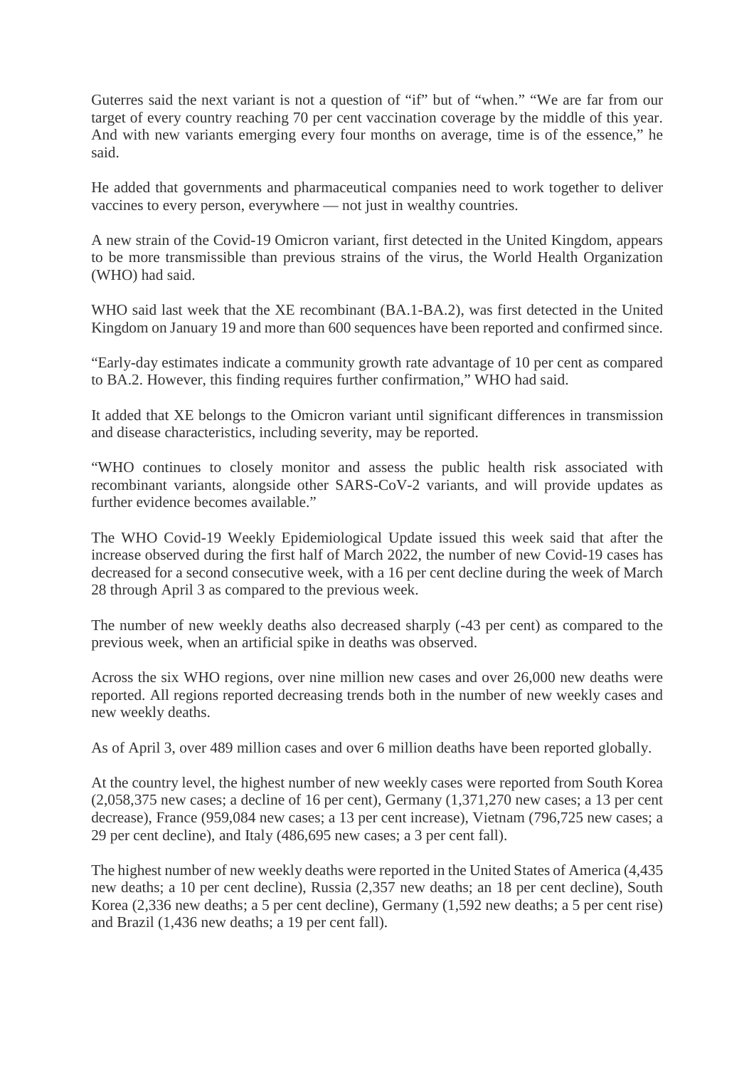Guterres said the next variant is not a question of “if” but of “when.” “We are far from our target of every country reaching 70 per cent vaccination coverage by the middle of this year. And with new variants emerging every four months on average, time is of the essence,” he said.

He added that governments and pharmaceutical companies need to work together to deliver vaccines to every person, everywhere — not just in wealthy countries.

A new strain of the Covid-19 Omicron variant, first detected in the United Kingdom, appears to be more transmissible than previous strains of the virus, the World Health Organization (WHO) had said.

WHO said last week that the XE recombinant (BA.1-BA.2), was first detected in the United Kingdom on January 19 and more than 600 sequences have been reported and confirmed since.

“Early-day estimates indicate a community growth rate advantage of 10 per cent as compared to BA.2. However, this finding requires further confirmation,” WHO had said.

It added that XE belongs to the Omicron variant until significant differences in transmission and disease characteristics, including severity, may be reported.

“WHO continues to closely monitor and assess the public health risk associated with recombinant variants, alongside other SARS-CoV-2 variants, and will provide updates as further evidence becomes available.”

The WHO Covid-19 Weekly Epidemiological Update issued this week said that after the increase observed during the first half of March 2022, the number of new Covid-19 cases has decreased for a second consecutive week, with a 16 per cent decline during the week of March 28 through April 3 as compared to the previous week.

The number of new weekly deaths also decreased sharply (-43 per cent) as compared to the previous week, when an artificial spike in deaths was observed.

Across the six WHO regions, over nine million new cases and over 26,000 new deaths were reported. All regions reported decreasing trends both in the number of new weekly cases and new weekly deaths.

As of April 3, over 489 million cases and over 6 million deaths have been reported globally.

At the country level, the highest number of new weekly cases were reported from South Korea (2,058,375 new cases; a decline of 16 per cent), Germany (1,371,270 new cases; a 13 per cent decrease), France (959,084 new cases; a 13 per cent increase), Vietnam (796,725 new cases; a 29 per cent decline), and Italy (486,695 new cases; a 3 per cent fall).

The highest number of new weekly deaths were reported in the United States of America (4,435 new deaths; a 10 per cent decline), Russia (2,357 new deaths; an 18 per cent decline), South Korea (2,336 new deaths; a 5 per cent decline), Germany (1,592 new deaths; a 5 per cent rise) and Brazil (1,436 new deaths; a 19 per cent fall).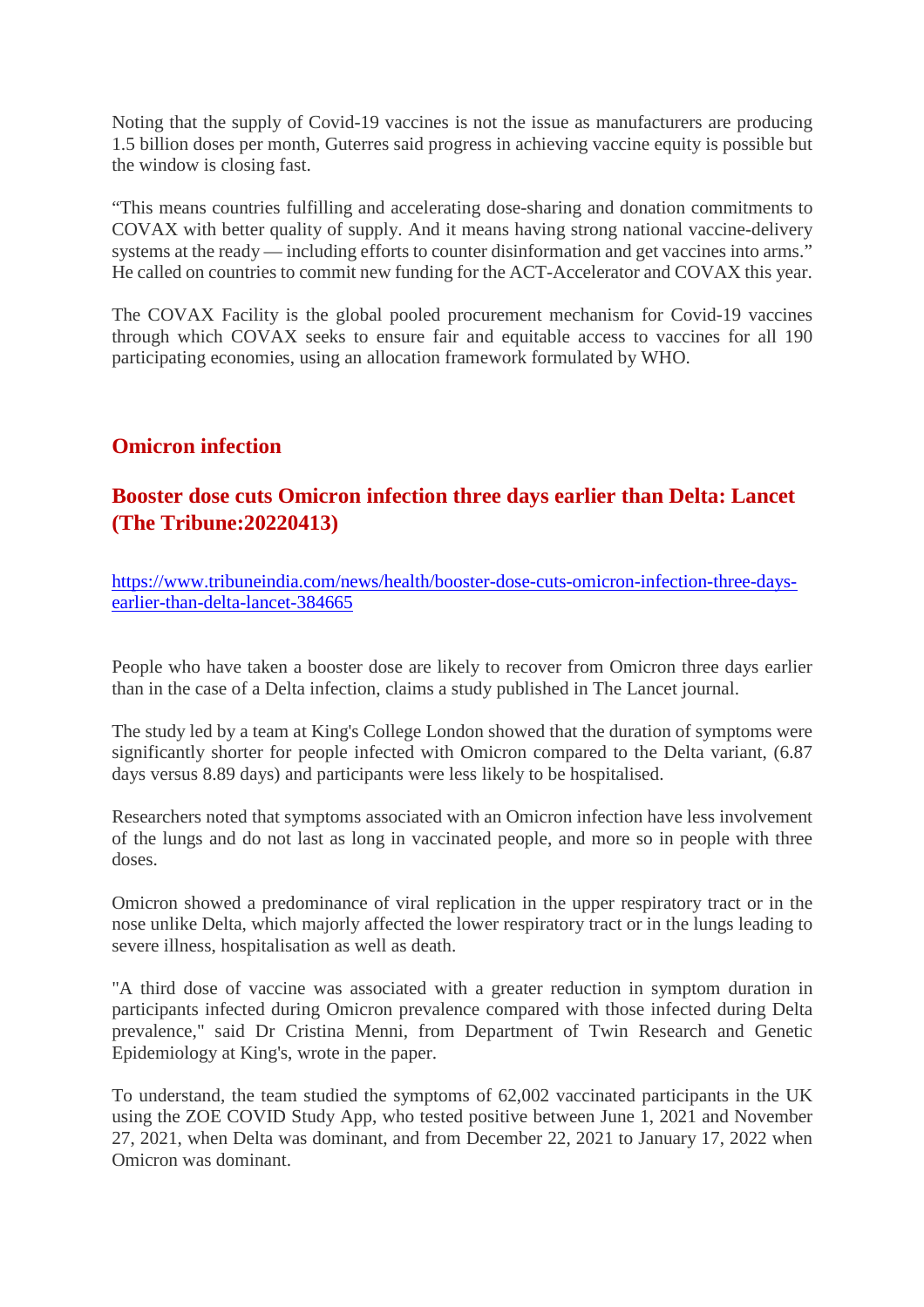Noting that the supply of Covid-19 vaccines is not the issue as manufacturers are producing 1.5 billion doses per month, Guterres said progress in achieving vaccine equity is possible but the window is closing fast.

“This means countries fulfilling and accelerating dose-sharing and donation commitments to COVAX with better quality of supply. And it means having strong national vaccine-delivery systems at the ready — including efforts to counter disinformation and get vaccines into arms.” He called on countries to commit new funding for the ACT-Accelerator and COVAX this year.

The COVAX Facility is the global pooled procurement mechanism for Covid-19 vaccines through which COVAX seeks to ensure fair and equitable access to vaccines for all 190 participating economies, using an allocation framework formulated by WHO.

## Omicron infection

### Booster dose cuts Omicron infection three days earlier than Delta: Lancet (The Tribune:20220413)

https://www.tribuneindia.com/news/health/booster-dose-cuts-omicron-infection-three-days-earlier-than-delta-lancet-384665

People who have taken a booster dose are likely to recover from Omicron three days earlier than in the case of a Delta infection, claims a study published in The Lancet journal.

The study led by a team at King's College London showed that the duration of symptoms were significantly shorter for people infected with Omicron compared to the Delta variant, (6.87 days versus 8.89 days) and participants were less likely to be hospitalised.

Researchers noted that symptoms associated with an Omicron infection have less involvement of the lungs and do not last as long in vaccinated people, and more so in people with three doses.

Omicron showed a predominance of viral replication in the upper respiratory tract or in the nose unlike Delta, which majorly affected the lower respiratory tract or in the lungs leading to severe illness, hospitalisation as well as death.

"A third dose of vaccine was associated with a greater reduction in symptom duration in participants infected during Omicron prevalence compared with those infected during Delta prevalence," said Dr Cristina Menni, from Department of Twin Research and Genetic Epidemiology at King's, wrote in the paper.

To understand, the team studied the symptoms of 62,002 vaccinated participants in the UK using the ZOE COVID Study App, who tested positive between June 1, 2021 and November 27, 2021, when Delta was dominant, and from December 22, 2021 to January 17, 2022 when Omicron was dominant.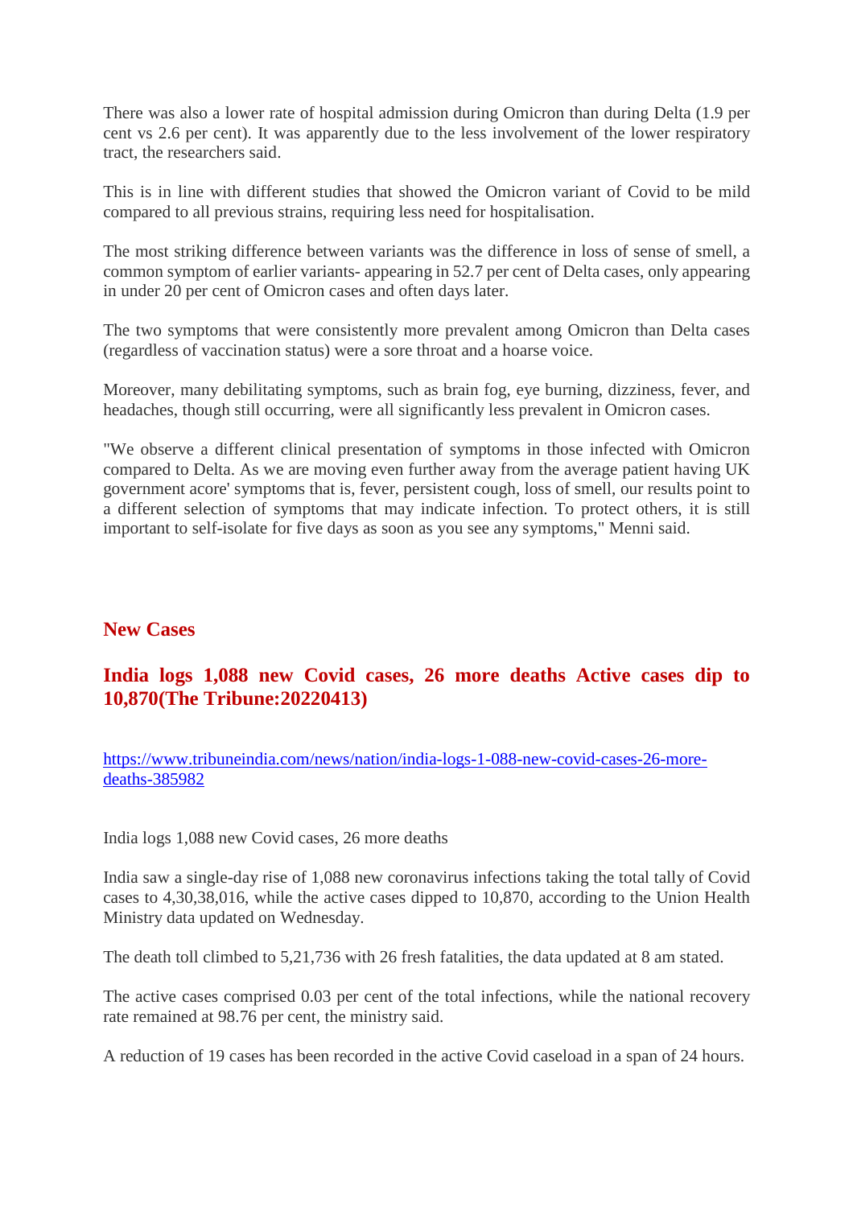There was also a lower rate of hospital admission during Omicron than during Delta (1.9 per cent vs 2.6 per cent). It was apparently due to the less involvement of the lower respiratory tract, the researchers said.

This is in line with different studies that showed the Omicron variant of Covid to be mild compared to all previous strains, requiring less need for hospitalisation.

The most striking difference between variants was the difference in loss of sense of smell, a common symptom of earlier variants- appearing in 52.7 per cent of Delta cases, only appearing in under 20 per cent of Omicron cases and often days later.

The two symptoms that were consistently more prevalent among Omicron than Delta cases (regardless of vaccination status) were a sore throat and a hoarse voice.

Moreover, many debilitating symptoms, such as brain fog, eye burning, dizziness, fever, and headaches, though still occurring, were all significantly less prevalent in Omicron cases.

"We observe a different clinical presentation of symptoms in those infected with Omicron compared to Delta. As we are moving even further away from the average patient having UK government acore' symptoms that is, fever, persistent cough, loss of smell, our results point to a different selection of symptoms that may indicate infection. To protect others, it is still important to self-isolate for five days as soon as you see any symptoms," Menni said.

## New Cases

## India logs 1,088 new Covid cases, 26 more deaths Active cases dip to 10,870(The Tribune:20220413)

https://www.tribuneindia.com/news/nation/india-logs-1-088-new-covid-cases-26-more-deaths-385982

India logs 1,088 new Covid cases, 26 more deaths

India saw a single-day rise of 1,088 new coronavirus infections taking the total tally of Covid cases to 4,30,38,016, while the active cases dipped to 10,870, according to the Union Health Ministry data updated on Wednesday.

The death toll climbed to 5,21,736 with 26 fresh fatalities, the data updated at 8 am stated.

The active cases comprised 0.03 per cent of the total infections, while the national recovery rate remained at 98.76 per cent, the ministry said.

A reduction of 19 cases has been recorded in the active Covid caseload in a span of 24 hours.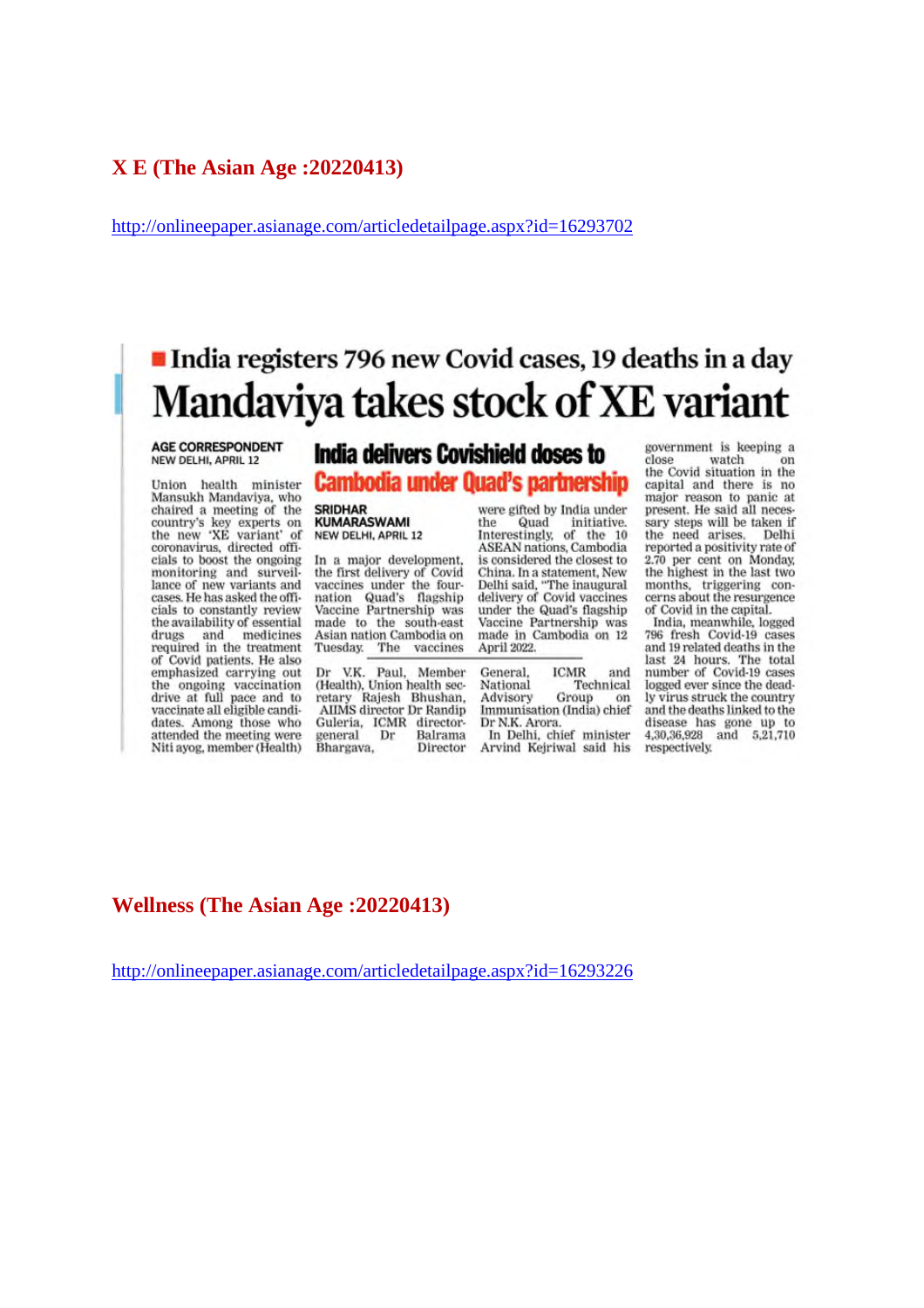## X E (The Asian Age :20220413)

http://onlineepaper.asianage.com/articledetailpage.aspx?id=16293702

### India registers 796 new Covid cases, 19 deaths in a day

# Mandaviya takes stock of XE variant

**AGE CORRESPONDENT**
NEW DELHI, APRIL 12

Union health minister Mansukh Mandaviya, who chaired a meeting of the country's key experts on the new 'XE variant' of coronavirus, directed officials to boost the ongoing monitoring and surveillance of new variants and cases. He has asked the officials to constantly review the availability of essential drugs and medicines required in the treatment of Covid patients. He also emphasized carrying out the ongoing vaccination drive at full pace and to vaccinate all eligible candidates. Among those who attended the meeting were Niti ayog, member (Health) Dr V.K. Paul, Member (Health), Union health secretary Rajesh Bhushan, AIIMS director Dr Randip Guleria, ICMR director-general Dr Balrama Bhargava, Director General, ICMR and National Technical Advisory Group on Immunisation (India) chief Dr N.K. Arora.

In Delhi, chief minister Arvind Kejriwal said his government is keeping a close watch on the Covid situation in the capital and there is no major reason to panic at present. He said all necessary steps will be taken if the need arises. Delhi reported a positivity rate of 2.70 per cent on Monday, the highest in the last two months, triggering concerns about the resurgence of Covid in the capital.

India, meanwhile, logged 796 fresh Covid-19 cases and 19 related deaths in the last 24 hours. The total number of Covid-19 cases logged ever since the deadly virus struck the country and the deaths linked to the disease has gone up to 4,30,36,928 and 5,21,710 respectively.

### India delivers Covishield doses to Cambodia under Quad's partnership

**SRIDHAR KUMARASWAMI**
NEW DELHI, APRIL 12

In a major development, the first delivery of Covid vaccines under the four-nation Quad's flagship Vaccine Partnership was made to the south-east Asian nation Cambodia on Tuesday. The vaccines were gifted by India under the Quad initiative. Interestingly, of the 10 ASEAN nations, Cambodia is considered the closest to China. In a statement, New Delhi said, "The inaugural delivery of Covid vaccines under the Quad's flagship Vaccine Partnership was made in Cambodia on 12 April 2022.

## Wellness (The Asian Age :20220413)

http://onlineepaper.asianage.com/articledetailpage.aspx?id=16293226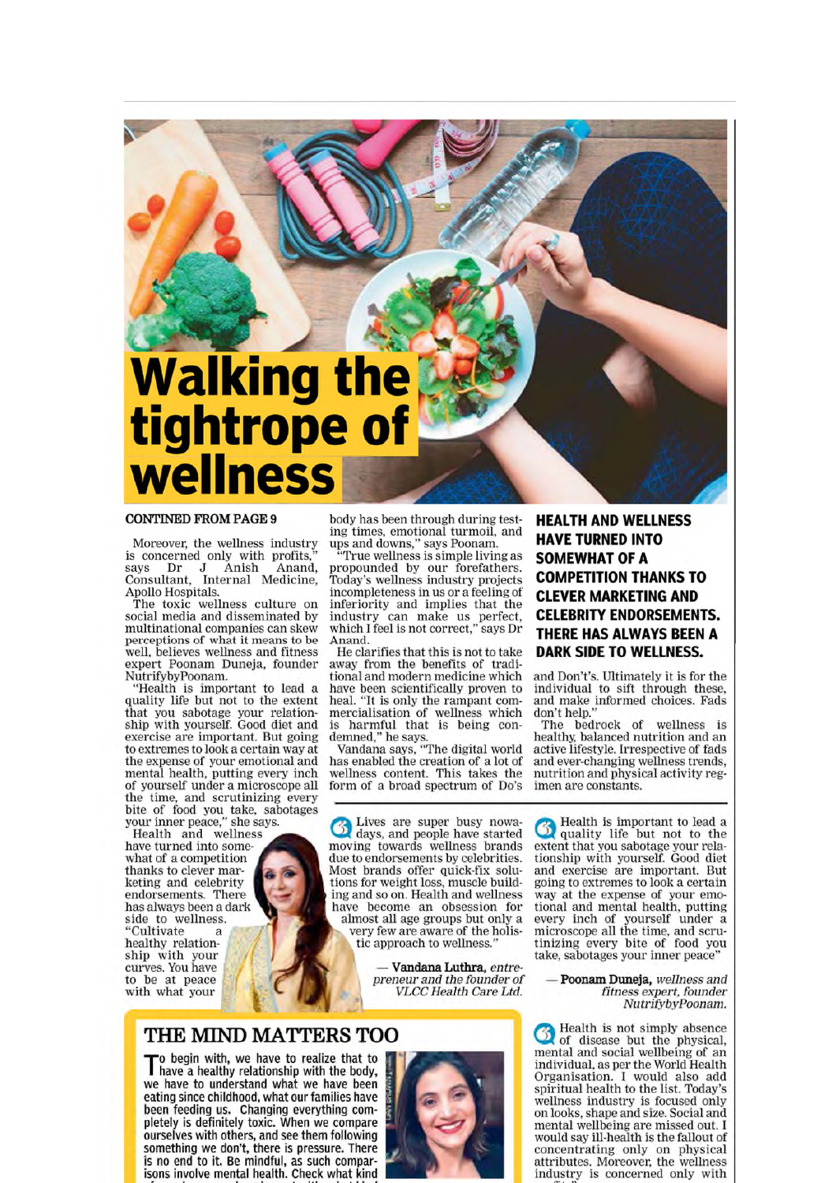# Walking the tightrope of wellness

**CONTINED FROM PAGE 9**

Moreover, the wellness industry is concerned only with profits," says Dr J Anish Anand, Consultant, Internal Medicine, Apollo Hospitals.

The toxic wellness culture on social media and disseminated by multinational companies can skew perceptions of what it means to be well, believes wellness and fitness expert Poonam Duneja, founder NutrifybyPoonam.

"Health is important to lead a quality life but not to the extent that you sabotage your relationship with yourself. Good diet and exercise are important. But going to extremes to look a certain way at the expense of your emotional and mental health, putting every inch of yourself under a microscope all the time, and scrutinizing every bite of food you take, sabotages your inner peace," she says.

Health and wellness have turned into somewhat of a competition thanks to clever marketing and celebrity endorsements. There has always been a dark side to wellness.

"Cultivate a healthy relationship with your curves. You have to be at peace with what your body has been through during testing times, emotional turmoil, and ups and downs," says Poonam.

"True wellness is simple living as propounded by our forefathers. Today's wellness industry projects incompleteness in us or a feeling of inferiority and implies that the industry can make us perfect, which I feel is not correct," says Dr Anand.

He clarifies that this is not to take away from the benefits of traditional and modern medicine which have been scientifically proven to heal. "It is only the rampant commercialisation of wellness which is harmful that is being condemned," he says.

Vandana says, "The digital world has enabled the creation of a lot of wellness content. This takes the form of a broad spectrum of Do's and Don't's. Ultimately it is for the individual to sift through these, and make informed choices. Fads don't help."

The bedrock of wellness is healthy, balanced nutrition and an active lifestyle. Irrespective of fads and ever-changing wellness trends, nutrition and physical activity regimen are constants.

**HEALTH AND WELLNESS HAVE TURNED INTO SOMEWHAT OF A COMPETITION THANKS TO CLEVER MARKETING AND CELEBRITY ENDORSEMENTS. THERE HAS ALWAYS BEEN A DARK SIDE TO WELLNESS.**

> Lives are super busy nowadays, and people have started moving towards wellness brands due to endorsements by celebrities. Most brands offer quick-fix solutions for weight loss, muscle building and so on. Health and wellness have become an obsession for almost all age groups but only a very few are aware of the holistic approach to wellness."
>
> — **Vandana Luthra**, *entrepreneur and the founder of VLCC Health Care Ltd.*

> Health is important to lead a quality life but not to the extent that you sabotage your relationship with yourself. Good diet and exercise are important. But going to extremes to look a certain way at the expense of your emotional and mental health, putting every inch of yourself under a microscope all the time, and scrutinizing every bite of food you take, sabotages your inner peace"
>
> — **Poonam Duneja**, *wellness and fitness expert, founder NutrifybyPoonam.*

> Health is not simply absence of disease but the physical, mental and social wellbeing of an individual, as per the World Health Organisation. I would also add spiritual health to the list. Today's wellness industry is focused only on looks, shape and size. Social and mental wellbeing are missed out. I would say ill-health is the fallout of concentrating only on physical attributes. Moreover, the wellness industry is concerned only with

## THE MIND MATTERS TOO

To begin with, we have to realize that to have a healthy relationship with the body, we have to understand what we have been eating since childhood, what our families have been feeding us. Changing everything completely is definitely toxic. When we compare ourselves with others, and see them following something we don't, there is pressure. There is no end to it. Be mindful, as such comparisons involve mental health. Check what kind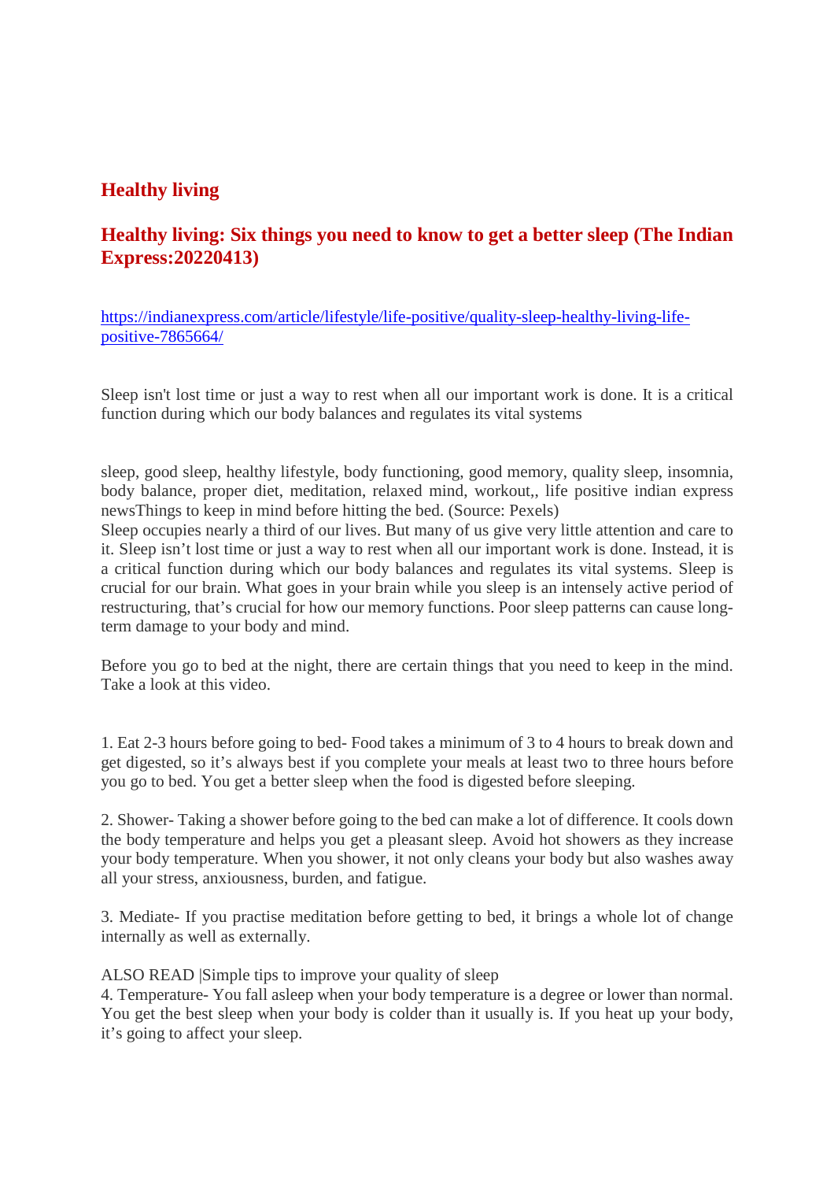## Healthy living

### Healthy living: Six things you need to know to get a better sleep (The Indian Express:20220413)

https://indianexpress.com/article/lifestyle/life-positive/quality-sleep-healthy-living-life-positive-7865664/

Sleep isn't lost time or just a way to rest when all our important work is done. It is a critical function during which our body balances and regulates its vital systems

sleep, good sleep, healthy lifestyle, body functioning, good memory, quality sleep, insomnia, body balance, proper diet, meditation, relaxed mind, workout,, life positive indian express newsThings to keep in mind before hitting the bed. (Source: Pexels)

Sleep occupies nearly a third of our lives. But many of us give very little attention and care to it. Sleep isn't lost time or just a way to rest when all our important work is done. Instead, it is a critical function during which our body balances and regulates its vital systems. Sleep is crucial for our brain. What goes in your brain while you sleep is an intensely active period of restructuring, that's crucial for how our memory functions. Poor sleep patterns can cause long-term damage to your body and mind.

Before you go to bed at the night, there are certain things that you need to keep in the mind. Take a look at this video.

1. Eat 2-3 hours before going to bed- Food takes a minimum of 3 to 4 hours to break down and get digested, so it's always best if you complete your meals at least two to three hours before you go to bed. You get a better sleep when the food is digested before sleeping.

2. Shower- Taking a shower before going to the bed can make a lot of difference. It cools down the body temperature and helps you get a pleasant sleep. Avoid hot showers as they increase your body temperature. When you shower, it not only cleans your body but also washes away all your stress, anxiousness, burden, and fatigue.

3. Mediate- If you practise meditation before getting to bed, it brings a whole lot of change internally as well as externally.

ALSO READ |Simple tips to improve your quality of sleep

4. Temperature- You fall asleep when your body temperature is a degree or lower than normal. You get the best sleep when your body is colder than it usually is. If you heat up your body, it's going to affect your sleep.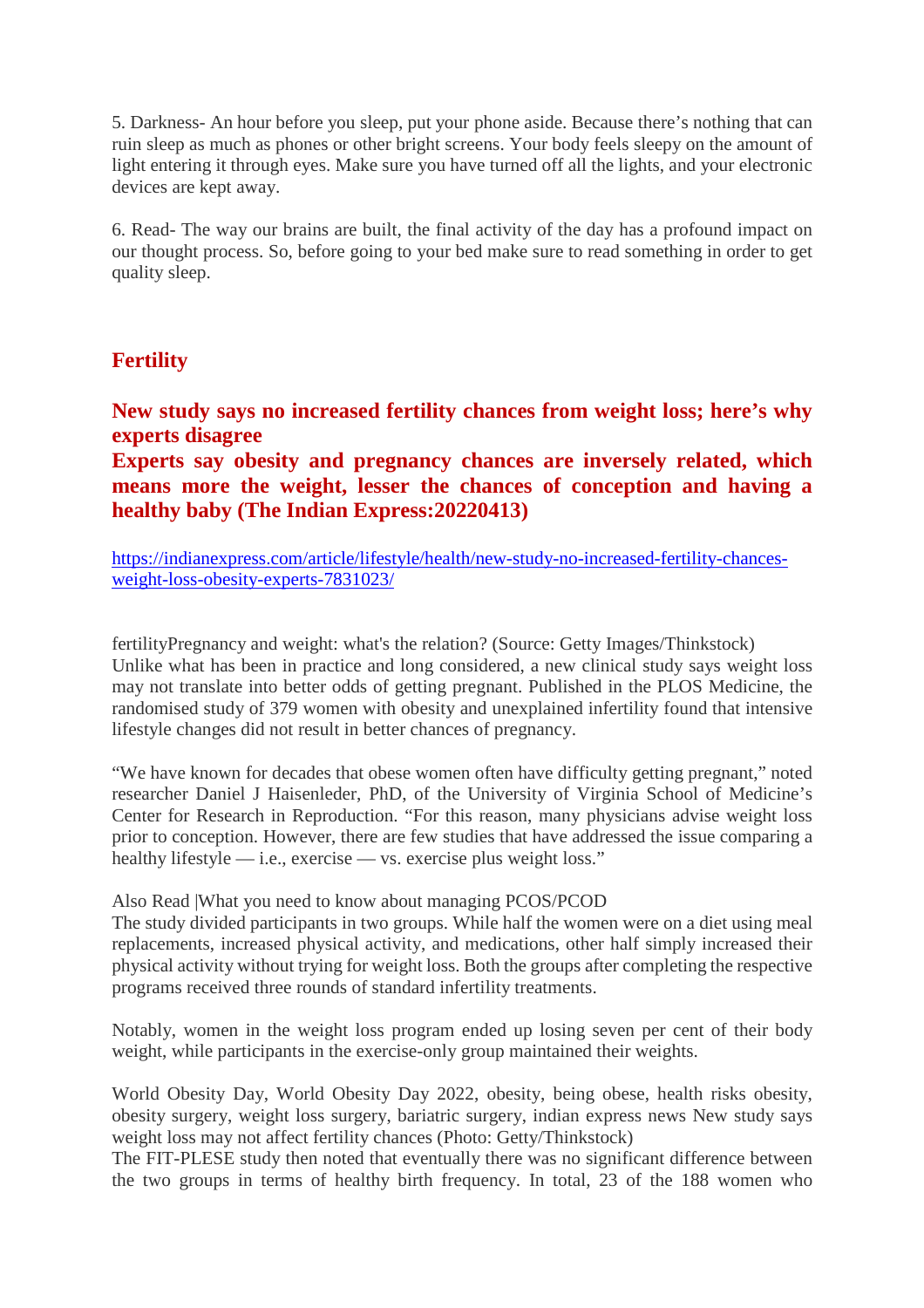5. Darkness- An hour before you sleep, put your phone aside. Because there's nothing that can ruin sleep as much as phones or other bright screens. Your body feels sleepy on the amount of light entering it through eyes. Make sure you have turned off all the lights, and your electronic devices are kept away.

6. Read- The way our brains are built, the final activity of the day has a profound impact on our thought process. So, before going to your bed make sure to read something in order to get quality sleep.

## Fertility

### New study says no increased fertility chances from weight loss; here's why experts disagree

### Experts say obesity and pregnancy chances are inversely related, which means more the weight, lesser the chances of conception and having a healthy baby (The Indian Express:20220413)

https://indianexpress.com/article/lifestyle/health/new-study-no-increased-fertility-chances-weight-loss-obesity-experts-7831023/

fertilityPregnancy and weight: what's the relation? (Source: Getty Images/Thinkstock)
Unlike what has been in practice and long considered, a new clinical study says weight loss may not translate into better odds of getting pregnant. Published in the PLOS Medicine, the randomised study of 379 women with obesity and unexplained infertility found that intensive lifestyle changes did not result in better chances of pregnancy.

"We have known for decades that obese women often have difficulty getting pregnant," noted researcher Daniel J Haisenleder, PhD, of the University of Virginia School of Medicine's Center for Research in Reproduction. "For this reason, many physicians advise weight loss prior to conception. However, there are few studies that have addressed the issue comparing a healthy lifestyle — i.e., exercise — vs. exercise plus weight loss."

Also Read |What you need to know about managing PCOS/PCOD
The study divided participants in two groups. While half the women were on a diet using meal replacements, increased physical activity, and medications, other half simply increased their physical activity without trying for weight loss. Both the groups after completing the respective programs received three rounds of standard infertility treatments.

Notably, women in the weight loss program ended up losing seven per cent of their body weight, while participants in the exercise-only group maintained their weights.

World Obesity Day, World Obesity Day 2022, obesity, being obese, health risks obesity, obesity surgery, weight loss surgery, bariatric surgery, indian express news New study says weight loss may not affect fertility chances (Photo: Getty/Thinkstock)
The FIT-PLESE study then noted that eventually there was no significant difference between the two groups in terms of healthy birth frequency. In total, 23 of the 188 women who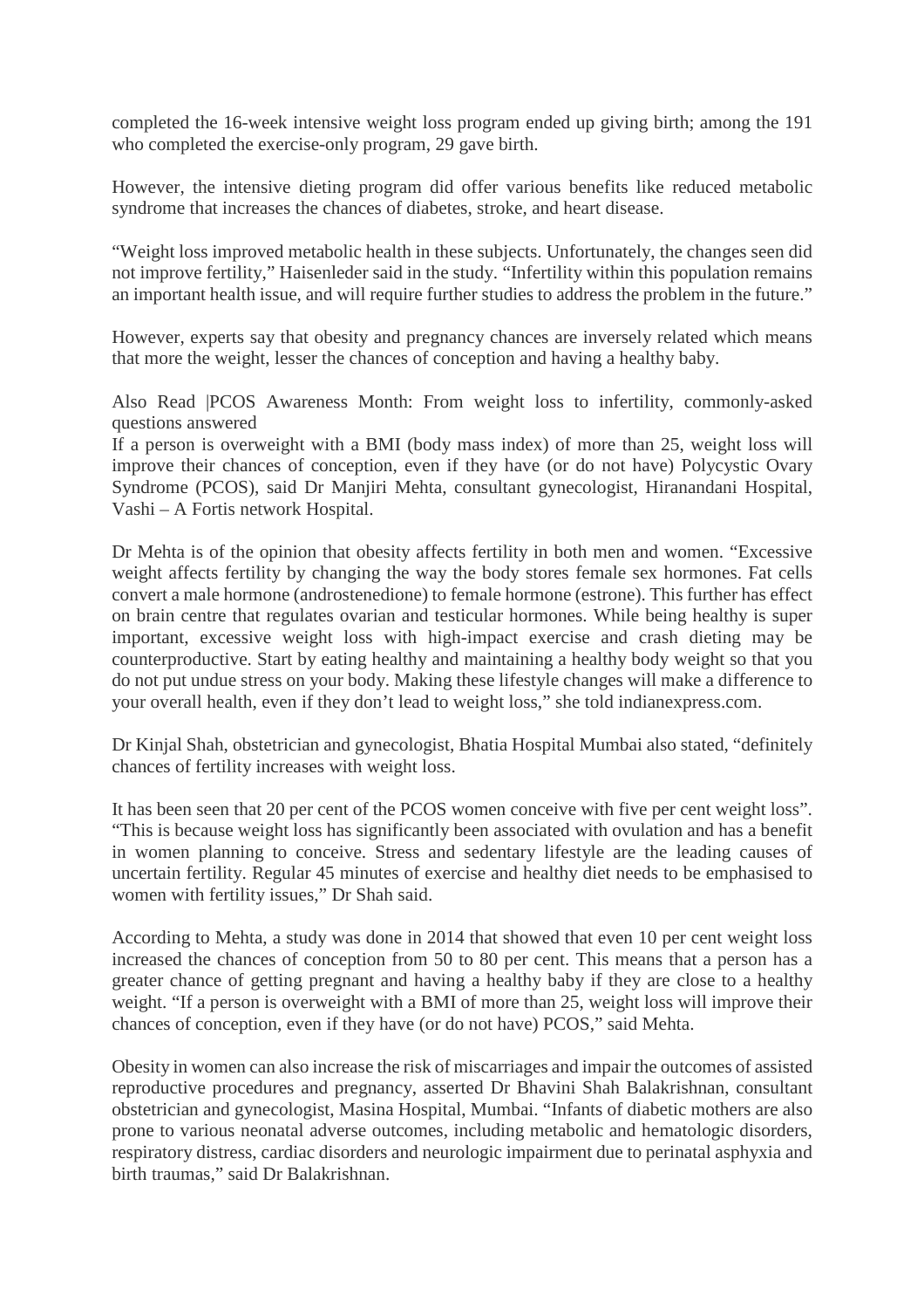completed the 16-week intensive weight loss program ended up giving birth; among the 191 who completed the exercise-only program, 29 gave birth.

However, the intensive dieting program did offer various benefits like reduced metabolic syndrome that increases the chances of diabetes, stroke, and heart disease.

"Weight loss improved metabolic health in these subjects. Unfortunately, the changes seen did not improve fertility," Haisenleder said in the study. "Infertility within this population remains an important health issue, and will require further studies to address the problem in the future."

However, experts say that obesity and pregnancy chances are inversely related which means that more the weight, lesser the chances of conception and having a healthy baby.

Also Read |PCOS Awareness Month: From weight loss to infertility, commonly-asked questions answered

If a person is overweight with a BMI (body mass index) of more than 25, weight loss will improve their chances of conception, even if they have (or do not have) Polycystic Ovary Syndrome (PCOS), said Dr Manjiri Mehta, consultant gynecologist, Hiranandani Hospital, Vashi – A Fortis network Hospital.

Dr Mehta is of the opinion that obesity affects fertility in both men and women. "Excessive weight affects fertility by changing the way the body stores female sex hormones. Fat cells convert a male hormone (androstenedione) to female hormone (estrone). This further has effect on brain centre that regulates ovarian and testicular hormones. While being healthy is super important, excessive weight loss with high-impact exercise and crash dieting may be counterproductive. Start by eating healthy and maintaining a healthy body weight so that you do not put undue stress on your body. Making these lifestyle changes will make a difference to your overall health, even if they don't lead to weight loss," she told indianexpress.com.

Dr Kinjal Shah, obstetrician and gynecologist, Bhatia Hospital Mumbai also stated, "definitely chances of fertility increases with weight loss.

It has been seen that 20 per cent of the PCOS women conceive with five per cent weight loss". "This is because weight loss has significantly been associated with ovulation and has a benefit in women planning to conceive. Stress and sedentary lifestyle are the leading causes of uncertain fertility. Regular 45 minutes of exercise and healthy diet needs to be emphasised to women with fertility issues," Dr Shah said.

According to Mehta, a study was done in 2014 that showed that even 10 per cent weight loss increased the chances of conception from 50 to 80 per cent. This means that a person has a greater chance of getting pregnant and having a healthy baby if they are close to a healthy weight. "If a person is overweight with a BMI of more than 25, weight loss will improve their chances of conception, even if they have (or do not have) PCOS," said Mehta.

Obesity in women can also increase the risk of miscarriages and impair the outcomes of assisted reproductive procedures and pregnancy, asserted Dr Bhavini Shah Balakrishnan, consultant obstetrician and gynecologist, Masina Hospital, Mumbai. "Infants of diabetic mothers are also prone to various neonatal adverse outcomes, including metabolic and hematologic disorders, respiratory distress, cardiac disorders and neurologic impairment due to perinatal asphyxia and birth traumas," said Dr Balakrishnan.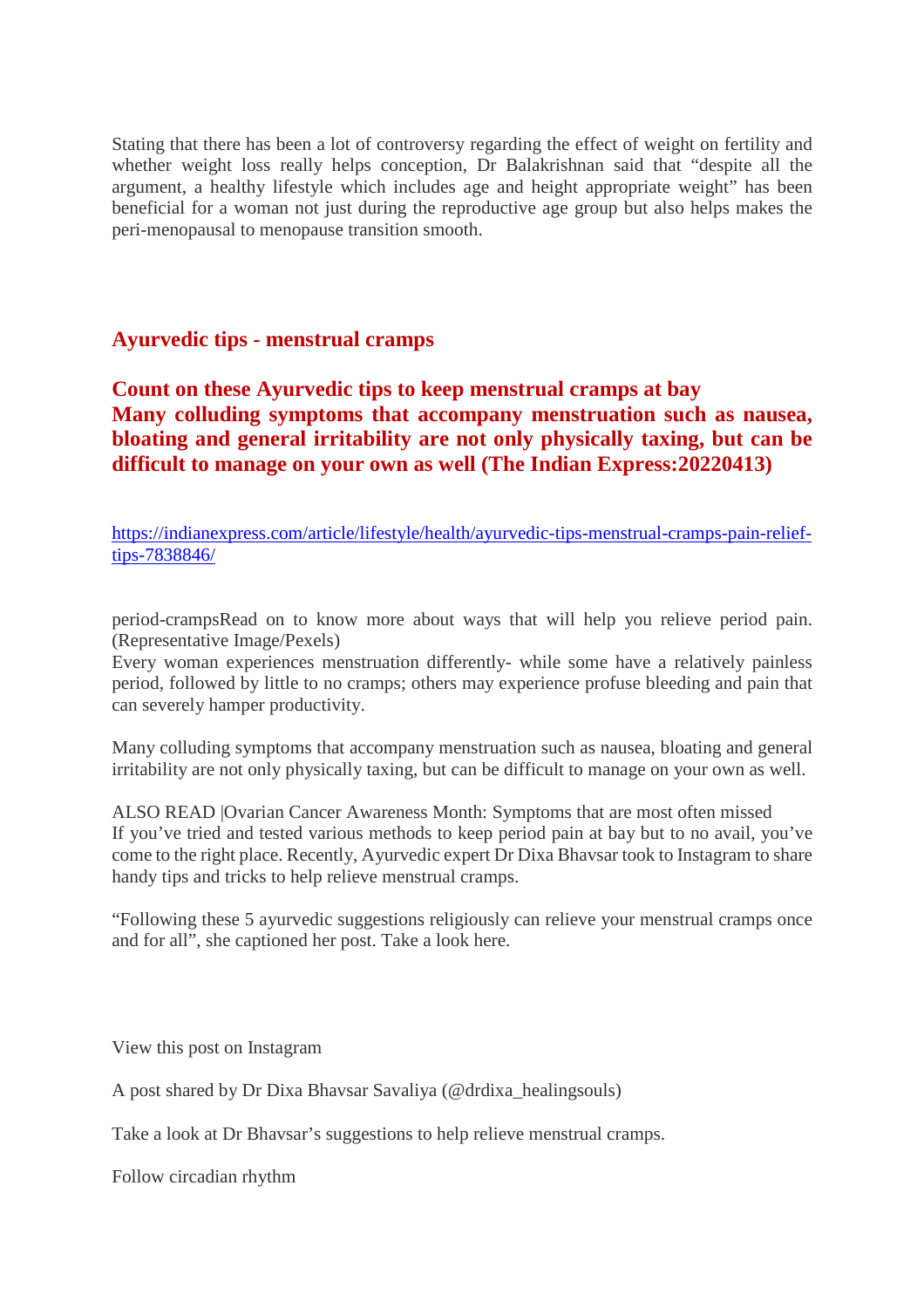Stating that there has been a lot of controversy regarding the effect of weight on fertility and whether weight loss really helps conception, Dr Balakrishnan said that "despite all the argument, a healthy lifestyle which includes age and height appropriate weight" has been beneficial for a woman not just during the reproductive age group but also helps makes the peri-menopausal to menopause transition smooth.

## Ayurvedic tips - menstrual cramps

**Count on these Ayurvedic tips to keep menstrual cramps at bay**
**Many colluding symptoms that accompany menstruation such as nausea, bloating and general irritability are not only physically taxing, but can be difficult to manage on your own as well (The Indian Express:20220413)**

https://indianexpress.com/article/lifestyle/health/ayurvedic-tips-menstrual-cramps-pain-relief-tips-7838846/

period-crampsRead on to know more about ways that will help you relieve period pain. (Representative Image/Pexels)
Every woman experiences menstruation differently- while some have a relatively painless period, followed by little to no cramps; others may experience profuse bleeding and pain that can severely hamper productivity.

Many colluding symptoms that accompany menstruation such as nausea, bloating and general irritability are not only physically taxing, but can be difficult to manage on your own as well.

ALSO READ |Ovarian Cancer Awareness Month: Symptoms that are most often missed
If you've tried and tested various methods to keep period pain at bay but to no avail, you've come to the right place. Recently, Ayurvedic expert Dr Dixa Bhavsar took to Instagram to share handy tips and tricks to help relieve menstrual cramps.

"Following these 5 ayurvedic suggestions religiously can relieve your menstrual cramps once and for all", she captioned her post. Take a look here.

View this post on Instagram

A post shared by Dr Dixa Bhavsar Savaliya (@drdixa_healingsouls)

Take a look at Dr Bhavsar's suggestions to help relieve menstrual cramps.

Follow circadian rhythm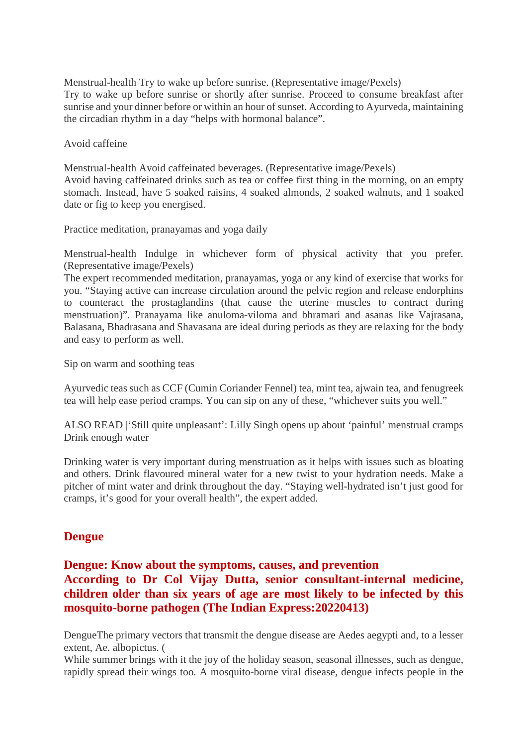Menstrual-health Try to wake up before sunrise. (Representative image/Pexels)
Try to wake up before sunrise or shortly after sunrise. Proceed to consume breakfast after sunrise and your dinner before or within an hour of sunset. According to Ayurveda, maintaining the circadian rhythm in a day "helps with hormonal balance".

Avoid caffeine

Menstrual-health Avoid caffeinated beverages. (Representative image/Pexels)
Avoid having caffeinated drinks such as tea or coffee first thing in the morning, on an empty stomach. Instead, have 5 soaked raisins, 4 soaked almonds, 2 soaked walnuts, and 1 soaked date or fig to keep you energised.

Practice meditation, pranayamas and yoga daily

Menstrual-health Indulge in whichever form of physical activity that you prefer. (Representative image/Pexels)
The expert recommended meditation, pranayamas, yoga or any kind of exercise that works for you. "Staying active can increase circulation around the pelvic region and release endorphins to counteract the prostaglandins (that cause the uterine muscles to contract during menstruation)". Pranayama like anuloma-viloma and bhramari and asanas like Vajrasana, Balasana, Bhadrasana and Shavasana are ideal during periods as they are relaxing for the body and easy to perform as well.

Sip on warm and soothing teas

Ayurvedic teas such as CCF (Cumin Coriander Fennel) tea, mint tea, ajwain tea, and fenugreek tea will help ease period cramps. You can sip on any of these, "whichever suits you well."

ALSO READ |'Still quite unpleasant': Lilly Singh opens up about 'painful' menstrual cramps
Drink enough water

Drinking water is very important during menstruation as it helps with issues such as bloating and others. Drink flavoured mineral water for a new twist to your hydration needs. Make a pitcher of mint water and drink throughout the day. "Staying well-hydrated isn't just good for cramps, it's good for your overall health", the expert added.

## Dengue

### Dengue: Know about the symptoms, causes, and prevention
### According to Dr Col Vijay Dutta, senior consultant-internal medicine, children older than six years of age are most likely to be infected by this mosquito-borne pathogen (The Indian Express:20220413)

DengueThe primary vectors that transmit the dengue disease are Aedes aegypti and, to a lesser extent, Ae. albopictus. (
While summer brings with it the joy of the holiday season, seasonal illnesses, such as dengue, rapidly spread their wings too. A mosquito-borne viral disease, dengue infects people in the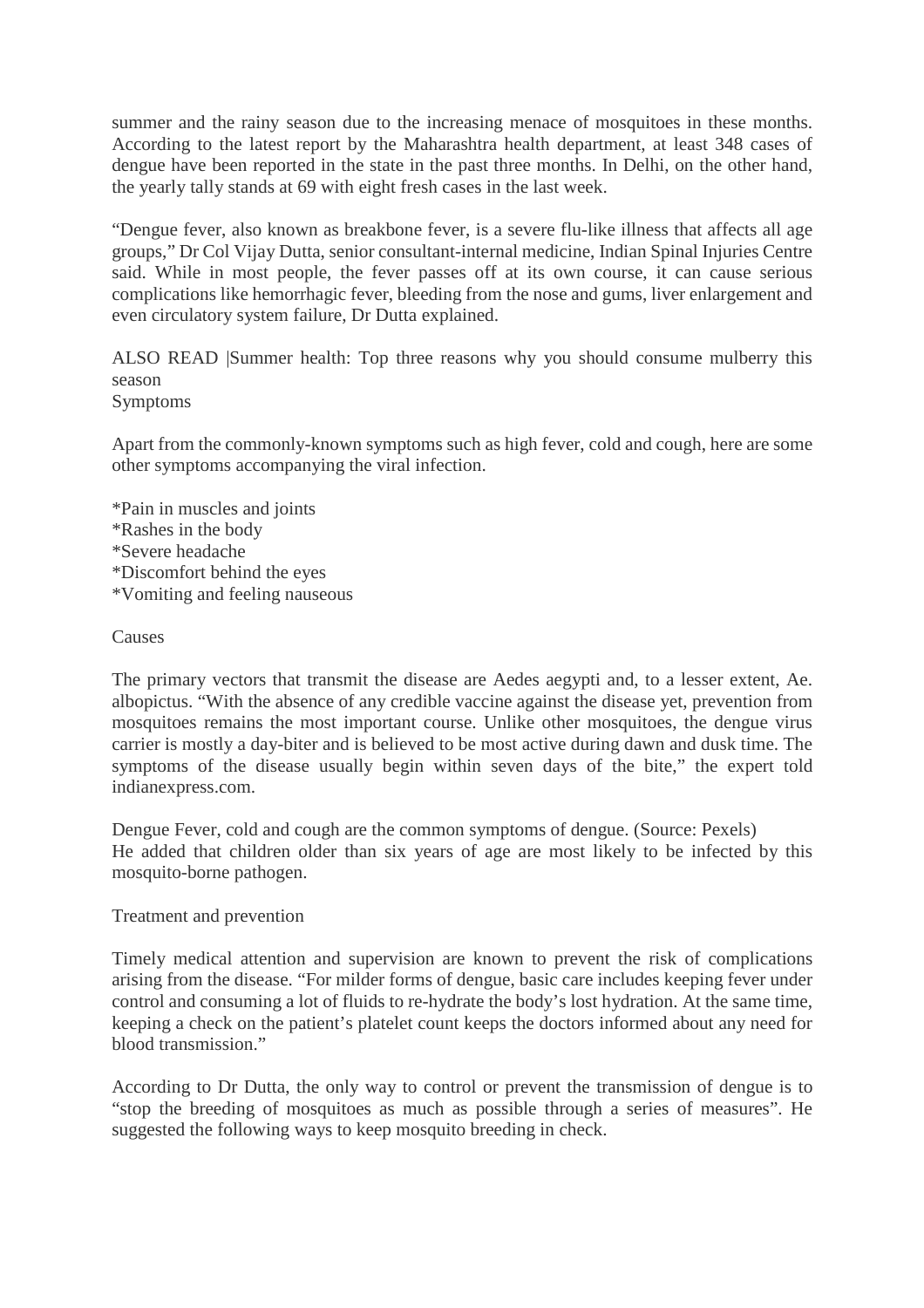summer and the rainy season due to the increasing menace of mosquitoes in these months. According to the latest report by the Maharashtra health department, at least 348 cases of dengue have been reported in the state in the past three months. In Delhi, on the other hand, the yearly tally stands at 69 with eight fresh cases in the last week.

"Dengue fever, also known as breakbone fever, is a severe flu-like illness that affects all age groups," Dr Col Vijay Dutta, senior consultant-internal medicine, Indian Spinal Injuries Centre said. While in most people, the fever passes off at its own course, it can cause serious complications like hemorrhagic fever, bleeding from the nose and gums, liver enlargement and even circulatory system failure, Dr Dutta explained.

ALSO READ |Summer health: Top three reasons why you should consume mulberry this season

## Symptoms

Apart from the commonly-known symptoms such as high fever, cold and cough, here are some other symptoms accompanying the viral infection.

*Pain in muscles and joints
*Rashes in the body
*Severe headache
*Discomfort behind the eyes
*Vomiting and feeling nauseous

## Causes

The primary vectors that transmit the disease are Aedes aegypti and, to a lesser extent, Ae. albopictus. "With the absence of any credible vaccine against the disease yet, prevention from mosquitoes remains the most important course. Unlike other mosquitoes, the dengue virus carrier is mostly a day-biter and is believed to be most active during dawn and dusk time. The symptoms of the disease usually begin within seven days of the bite," the expert told indianexpress.com.

Dengue Fever, cold and cough are the common symptoms of dengue. (Source: Pexels)
He added that children older than six years of age are most likely to be infected by this mosquito-borne pathogen.

## Treatment and prevention

Timely medical attention and supervision are known to prevent the risk of complications arising from the disease. "For milder forms of dengue, basic care includes keeping fever under control and consuming a lot of fluids to re-hydrate the body's lost hydration. At the same time, keeping a check on the patient's platelet count keeps the doctors informed about any need for blood transmission."

According to Dr Dutta, the only way to control or prevent the transmission of dengue is to "stop the breeding of mosquitoes as much as possible through a series of measures". He suggested the following ways to keep mosquito breeding in check.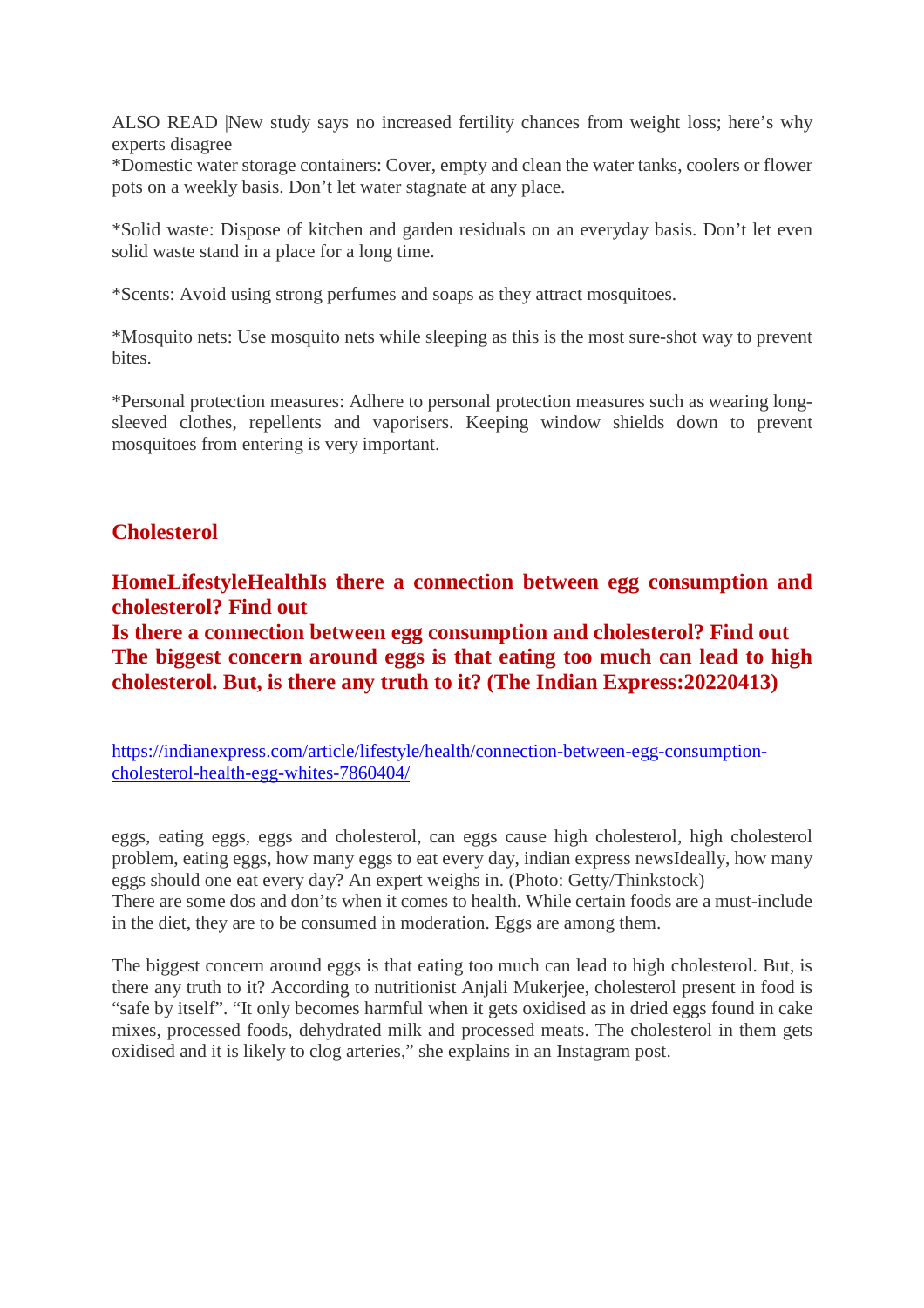ALSO READ |New study says no increased fertility chances from weight loss; here's why experts disagree

*Domestic water storage containers: Cover, empty and clean the water tanks, coolers or flower pots on a weekly basis. Don't let water stagnate at any place.

*Solid waste: Dispose of kitchen and garden residuals on an everyday basis. Don't let even solid waste stand in a place for a long time.

*Scents: Avoid using strong perfumes and soaps as they attract mosquitoes.

*Mosquito nets: Use mosquito nets while sleeping as this is the most sure-shot way to prevent bites.

*Personal protection measures: Adhere to personal protection measures such as wearing long-sleeved clothes, repellents and vaporisers. Keeping window shields down to prevent mosquitoes from entering is very important.

## Cholesterol

### HomeLifestyleHealthIs there a connection between egg consumption and cholesterol? Find out

### Is there a connection between egg consumption and cholesterol? Find out

### The biggest concern around eggs is that eating too much can lead to high cholesterol. But, is there any truth to it? (The Indian Express:20220413)

https://indianexpress.com/article/lifestyle/health/connection-between-egg-consumption-cholesterol-health-egg-whites-7860404/

eggs, eating eggs, eggs and cholesterol, can eggs cause high cholesterol, high cholesterol problem, eating eggs, how many eggs to eat every day, indian express newsIdeally, how many eggs should one eat every day? An expert weighs in. (Photo: Getty/Thinkstock)

There are some dos and don'ts when it comes to health. While certain foods are a must-include in the diet, they are to be consumed in moderation. Eggs are among them.

The biggest concern around eggs is that eating too much can lead to high cholesterol. But, is there any truth to it? According to nutritionist Anjali Mukerjee, cholesterol present in food is "safe by itself". "It only becomes harmful when it gets oxidised as in dried eggs found in cake mixes, processed foods, dehydrated milk and processed meats. The cholesterol in them gets oxidised and it is likely to clog arteries," she explains in an Instagram post.